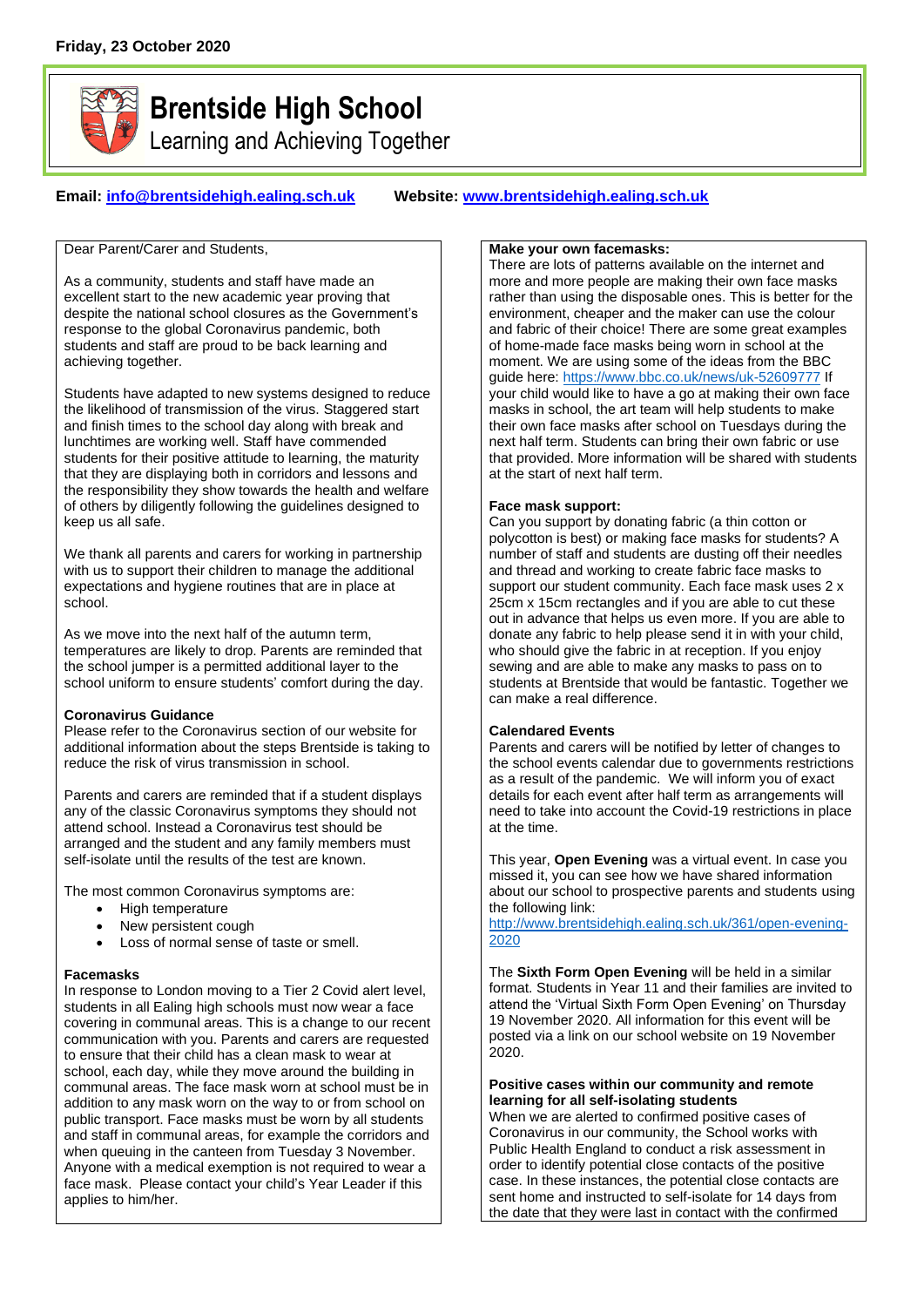**Friday, 23 October 2020**

# Brentside High School

Learning and Achieving Together

**Email:** info@brentsidehigh.ealing.sch.uk **Website:** www.brentsidehigh.ealing.sch.uk

Dear Parent/Carer and Students,

As a community, students and staff have made an excellent start to the new academic year proving that despite the national school closures as the Government's response to the global Coronavirus pandemic, both students and staff are proud to be back learning and achieving together.

Students have adapted to new systems designed to reduce the likelihood of transmission of the virus. Staggered start and finish times to the school day along with break and lunchtimes are working well. Staff have commended students for their positive attitude to learning, the maturity that they are displaying both in corridors and lessons and the responsibility they show towards the health and welfare of others by diligently following the guidelines designed to keep us all safe.

We thank all parents and carers for working in partnership with us to support their children to manage the additional expectations and hygiene routines that are in place at school.

As we move into the next half of the autumn term, temperatures are likely to drop. Parents are reminded that the school jumper is a permitted additional layer to the school uniform to ensure students' comfort during the day.

**Coronavirus Guidance**

Please refer to the Coronavirus section of our website for additional information about the steps Brentside is taking to reduce the risk of virus transmission in school.

Parents and carers are reminded that if a student displays any of the classic Coronavirus symptoms they should not attend school. Instead a Coronavirus test should be arranged and the student and any family members must self-isolate until the results of the test are known.

The most common Coronavirus symptoms are:

- High temperature
- New persistent cough
- Loss of normal sense of taste or smell.

**Facemasks**

In response to London moving to a Tier 2 Covid alert level, students in all Ealing high schools must now wear a face covering in communal areas. This is a change to our recent communication with you. Parents and carers are requested to ensure that their child has a clean mask to wear at school, each day, while they move around the building in communal areas. The face mask worn at school must be in addition to any mask worn on the way to or from school on public transport. Face masks must be worn by all students and staff in communal areas, for example the corridors and when queuing in the canteen from Tuesday 3 November. Anyone with a medical exemption is not required to wear a face mask. Please contact your child's Year Leader if this applies to him/her.

**Make your own facemasks:**

There are lots of patterns available on the internet and more and more people are making their own face masks rather than using the disposable ones. This is better for the environment, cheaper and the maker can use the colour and fabric of their choice! There are some great examples of home-made face masks being worn in school at the moment. We are using some of the ideas from the BBC guide here: https://www.bbc.co.uk/news/uk-52609777 If your child would like to have a go at making their own face masks in school, the art team will help students to make their own face masks after school on Tuesdays during the next half term. Students can bring their own fabric or use that provided. More information will be shared with students at the start of next half term.

**Face mask support:**

Can you support by donating fabric (a thin cotton or polycotton is best) or making face masks for students? A number of staff and students are dusting off their needles and thread and working to create fabric face masks to support our student community. Each face mask uses 2 x 25cm x 15cm rectangles and if you are able to cut these out in advance that helps us even more. If you are able to donate any fabric to help please send it in with your child, who should give the fabric in at reception. If you enjoy sewing and are able to make any masks to pass on to students at Brentside that would be fantastic. Together we can make a real difference.

**Calendared Events**

Parents and carers will be notified by letter of changes to the school events calendar due to governments restrictions as a result of the pandemic. We will inform you of exact details for each event after half term as arrangements will need to take into account the Covid-19 restrictions in place at the time.

This year, **Open Evening** was a virtual event. In case you missed it, you can see how we have shared information about our school to prospective parents and students using the following link:
http://www.brentsidehigh.ealing.sch.uk/361/open-evening-2020

The **Sixth Form Open Evening** will be held in a similar format. Students in Year 11 and their families are invited to attend the 'Virtual Sixth Form Open Evening' on Thursday 19 November 2020. All information for this event will be posted via a link on our school website on 19 November 2020.

**Positive cases within our community and remote learning for all self-isolating students**

When we are alerted to confirmed positive cases of Coronavirus in our community, the School works with Public Health England to conduct a risk assessment in order to identify potential close contacts of the positive case. In these instances, the potential close contacts are sent home and instructed to self-isolate for 14 days from the date that they were last in contact with the confirmed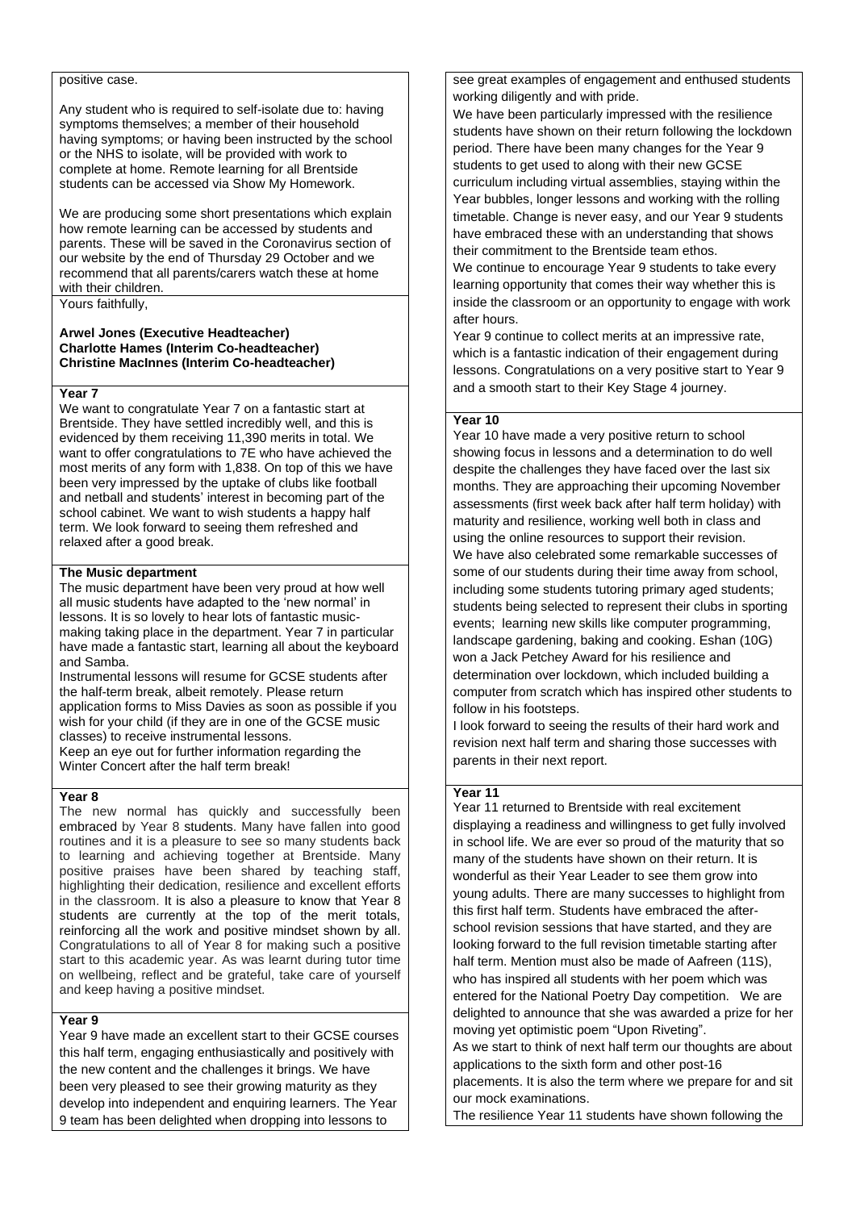positive case.

Any student who is required to self-isolate due to: having symptoms themselves; a member of their household having symptoms; or having been instructed by the school or the NHS to isolate, will be provided with work to complete at home. Remote learning for all Brentside students can be accessed via Show My Homework.

We are producing some short presentations which explain how remote learning can be accessed by students and parents. These will be saved in the Coronavirus section of our website by the end of Thursday 29 October and we recommend that all parents/carers watch these at home with their children.

Yours faithfully,

**Arwel Jones (Executive Headteacher)**
**Charlotte Hames (Interim Co-headteacher)**
**Christine MacInnes (Interim Co-headteacher)**

## Year 7

We want to congratulate Year 7 on a fantastic start at Brentside. They have settled incredibly well, and this is evidenced by them receiving 11,390 merits in total. We want to offer congratulations to 7E who have achieved the most merits of any form with 1,838. On top of this we have been very impressed by the uptake of clubs like football and netball and students' interest in becoming part of the school cabinet. We want to wish students a happy half term. We look forward to seeing them refreshed and relaxed after a good break.

## The Music department

The music department have been very proud at how well all music students have adapted to the 'new normal' in lessons. It is so lovely to hear lots of fantastic music-making taking place in the department. Year 7 in particular have made a fantastic start, learning all about the keyboard and Samba.

Instrumental lessons will resume for GCSE students after the half-term break, albeit remotely. Please return application forms to Miss Davies as soon as possible if you wish for your child (if they are in one of the GCSE music classes) to receive instrumental lessons.

Keep an eye out for further information regarding the Winter Concert after the half term break!

## Year 8

The new normal has quickly and successfully been embraced by Year 8 students. Many have fallen into good routines and it is a pleasure to see so many students back to learning and achieving together at Brentside. Many positive praises have been shared by teaching staff, highlighting their dedication, resilience and excellent efforts in the classroom. It is also a pleasure to know that Year 8 students are currently at the top of the merit totals, reinforcing all the work and positive mindset shown by all. Congratulations to all of Year 8 for making such a positive start to this academic year. As was learnt during tutor time on wellbeing, reflect and be grateful, take care of yourself and keep having a positive mindset.

## Year 9

Year 9 have made an excellent start to their GCSE courses this half term, engaging enthusiastically and positively with the new content and the challenges it brings. We have been very pleased to see their growing maturity as they develop into independent and enquiring learners. The Year 9 team has been delighted when dropping into lessons to see great examples of engagement and enthused students working diligently and with pride.

We have been particularly impressed with the resilience students have shown on their return following the lockdown period. There have been many changes for the Year 9 students to get used to along with their new GCSE curriculum including virtual assemblies, staying within the Year bubbles, longer lessons and working with the rolling timetable. Change is never easy, and our Year 9 students have embraced these with an understanding that shows their commitment to the Brentside team ethos.

We continue to encourage Year 9 students to take every learning opportunity that comes their way whether this is inside the classroom or an opportunity to engage with work after hours.

Year 9 continue to collect merits at an impressive rate, which is a fantastic indication of their engagement during lessons. Congratulations on a very positive start to Year 9 and a smooth start to their Key Stage 4 journey.

## Year 10

Year 10 have made a very positive return to school showing focus in lessons and a determination to do well despite the challenges they have faced over the last six months. They are approaching their upcoming November assessments (first week back after half term holiday) with maturity and resilience, working well both in class and using the online resources to support their revision.

We have also celebrated some remarkable successes of some of our students during their time away from school, including some students tutoring primary aged students; students being selected to represent their clubs in sporting events; learning new skills like computer programming, landscape gardening, baking and cooking. Eshan (10G) won a Jack Petchey Award for his resilience and determination over lockdown, which included building a computer from scratch which has inspired other students to follow in his footsteps.

I look forward to seeing the results of their hard work and revision next half term and sharing those successes with parents in their next report.

## Year 11

Year 11 returned to Brentside with real excitement displaying a readiness and willingness to get fully involved in school life. We are ever so proud of the maturity that so many of the students have shown on their return. It is wonderful as their Year Leader to see them grow into young adults. There are many successes to highlight from this first half term. Students have embraced the after-school revision sessions that have started, and they are looking forward to the full revision timetable starting after half term. Mention must also be made of Aafreen (11S), who has inspired all students with her poem which was entered for the National Poetry Day competition. We are delighted to announce that she was awarded a prize for her moving yet optimistic poem "Upon Riveting".

As we start to think of next half term our thoughts are about applications to the sixth form and other post-16 placements. It is also the term where we prepare for and sit our mock examinations.

The resilience Year 11 students have shown following the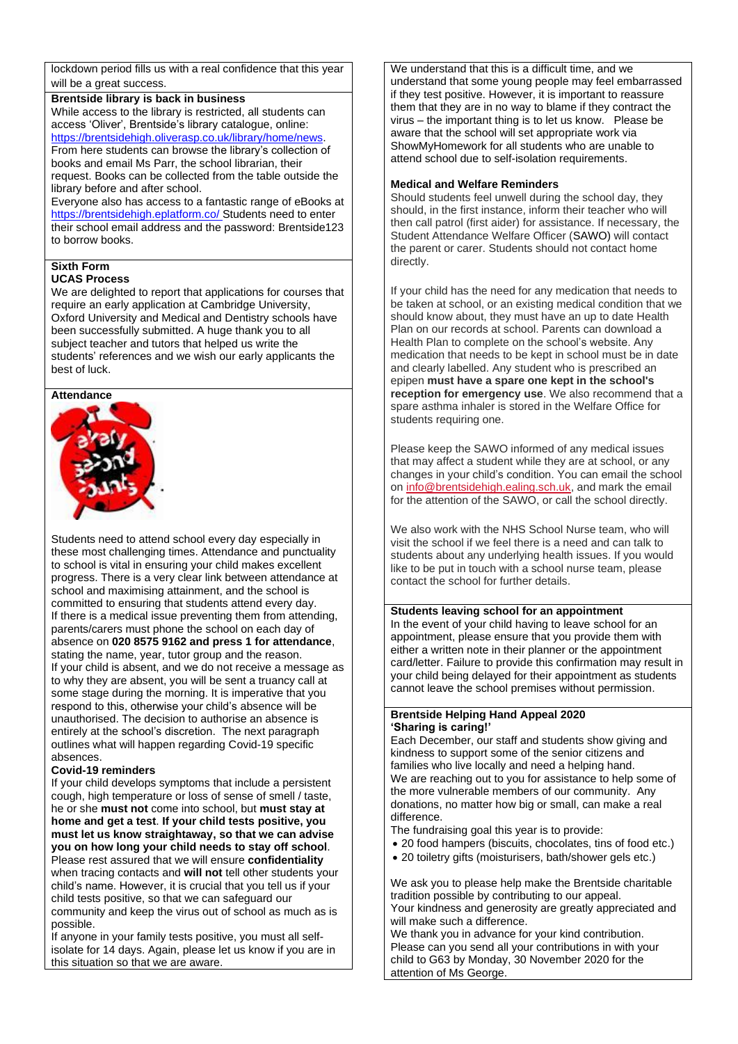lockdown period fills us with a real confidence that this year will be a great success.

**Brentside library is back in business**

While access to the library is restricted, all students can access 'Oliver', Brentside's library catalogue, online: https://brentsidehigh.oliverasp.co.uk/library/home/news. From here students can browse the library's collection of books and email Ms Parr, the school librarian, their request. Books can be collected from the table outside the library before and after school.

Everyone also has access to a fantastic range of eBooks at https://brentsidehigh.eplatform.co/ Students need to enter their school email address and the password: Brentside123 to borrow books.

## Sixth Form

**UCAS Process**

We are delighted to report that applications for courses that require an early application at Cambridge University, Oxford University and Medical and Dentistry schools have been successfully submitted. A huge thank you to all subject teacher and tutors that helped us write the students' references and we wish our early applicants the best of luck.

## Attendance

Students need to attend school every day especially in these most challenging times. Attendance and punctuality to school is vital in ensuring your child makes excellent progress. There is a very clear link between attendance at school and maximising attainment, and the school is committed to ensuring that students attend every day.

If there is a medical issue preventing them from attending, parents/carers must phone the school on each day of absence on **020 8575 9162 and press 1 for attendance**, stating the name, year, tutor group and the reason.

If your child is absent, and we do not receive a message as to why they are absent, you will be sent a truancy call at some stage during the morning. It is imperative that you respond to this, otherwise your child's absence will be unauthorised. The decision to authorise an absence is entirely at the school's discretion. The next paragraph outlines what will happen regarding Covid-19 specific absences.

**Covid-19 reminders**

If your child develops symptoms that include a persistent cough, high temperature or loss of sense of smell / taste, he or she **must not** come into school, but **must stay at home and get a test**. **If your child tests positive, you must let us know straightaway, so that we can advise you on how long your child needs to stay off school**. Please rest assured that we will ensure **confidentiality** when tracing contacts and **will not** tell other students your child's name. However, it is crucial that you tell us if your child tests positive, so that we can safeguard our community and keep the virus out of school as much as is possible.

If anyone in your family tests positive, you must all self-isolate for 14 days. Again, please let us know if you are in this situation so that we are aware.

We understand that this is a difficult time, and we understand that some young people may feel embarrassed if they test positive. However, it is important to reassure them that they are in no way to blame if they contract the virus – the important thing is to let us know. Please be aware that the school will set appropriate work via ShowMyHomework for all students who are unable to attend school due to self-isolation requirements.

**Medical and Welfare Reminders**

Should students feel unwell during the school day, they should, in the first instance, inform their teacher who will then call patrol (first aider) for assistance. If necessary, the Student Attendance Welfare Officer (SAWO) will contact the parent or carer. Students should not contact home directly.

If your child has the need for any medication that needs to be taken at school, or an existing medical condition that we should know about, they must have an up to date Health Plan on our records at school. Parents can download a Health Plan to complete on the school's website. Any medication that needs to be kept in school must be in date and clearly labelled. Any student who is prescribed an epipen **must have a spare one kept in the school's reception for emergency use**. We also recommend that a spare asthma inhaler is stored in the Welfare Office for students requiring one.

Please keep the SAWO informed of any medical issues that may affect a student while they are at school, or any changes in your child's condition. You can email the school on info@brentsidehigh.ealing.sch.uk, and mark the email for the attention of the SAWO, or call the school directly.

We also work with the NHS School Nurse team, who will visit the school if we feel there is a need and can talk to students about any underlying health issues. If you would like to be put in touch with a school nurse team, please contact the school for further details.

**Students leaving school for an appointment**

In the event of your child having to leave school for an appointment, please ensure that you provide them with either a written note in their planner or the appointment card/letter. Failure to provide this confirmation may result in your child being delayed for their appointment as students cannot leave the school premises without permission.

**Brentside Helping Hand Appeal 2020**
**'Sharing is caring!'**

Each December, our staff and students show giving and kindness to support some of the senior citizens and families who live locally and need a helping hand.

We are reaching out to you for assistance to help some of the more vulnerable members of our community. Any donations, no matter how big or small, can make a real difference.

The fundraising goal this year is to provide:

- 20 food hampers (biscuits, chocolates, tins of food etc.)
- 20 toiletry gifts (moisturisers, bath/shower gels etc.)

We ask you to please help make the Brentside charitable tradition possible by contributing to our appeal.

Your kindness and generosity are greatly appreciated and will make such a difference.

We thank you in advance for your kind contribution.

Please can you send all your contributions in with your child to G63 by Monday, 30 November 2020 for the attention of Ms George.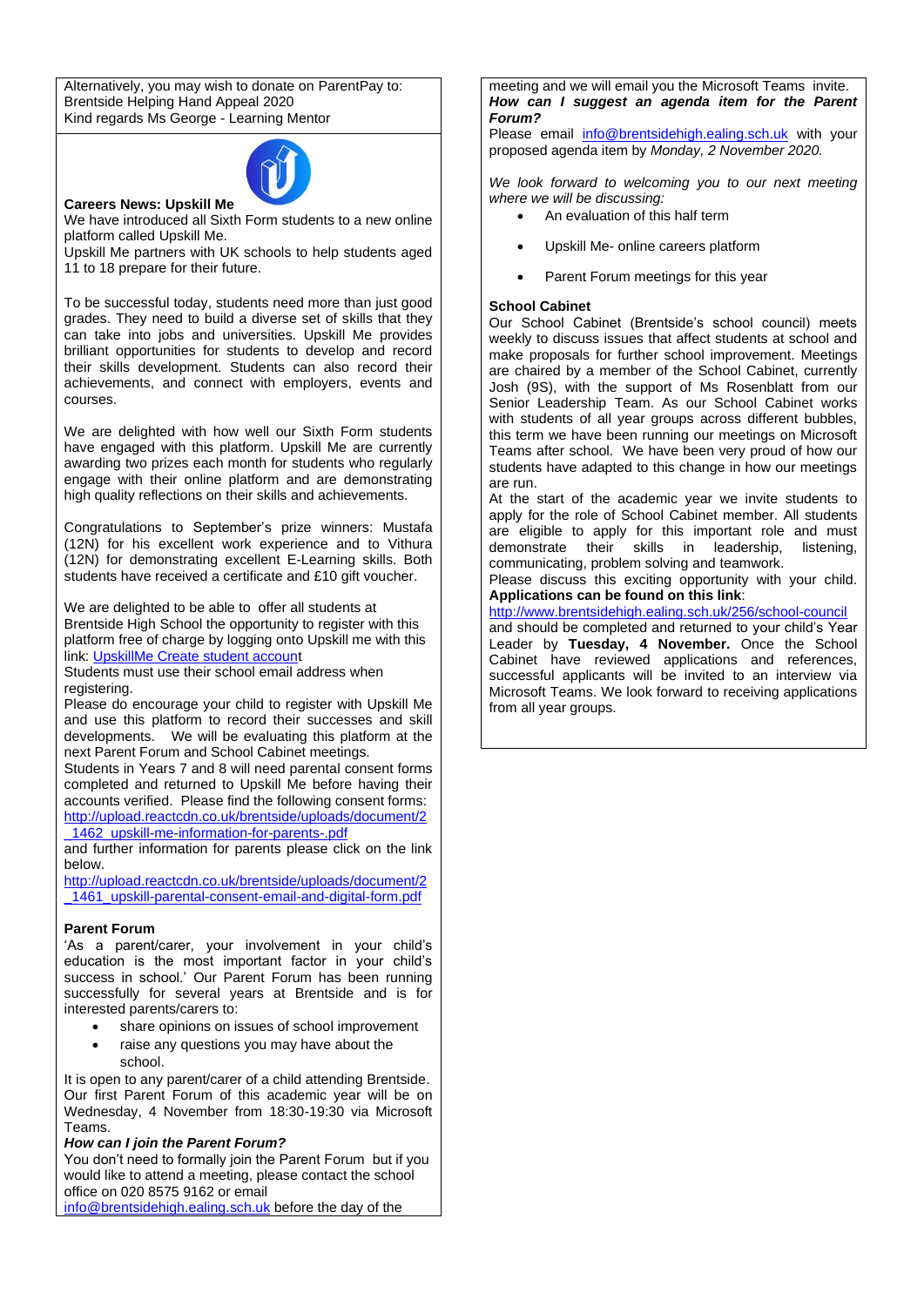Alternatively, you may wish to donate on ParentPay to:
Brentside Helping Hand Appeal 2020
Kind regards Ms George - Learning Mentor

**Careers News: Upskill Me**

We have introduced all Sixth Form students to a new online platform called Upskill Me.
Upskill Me partners with UK schools to help students aged 11 to 18 prepare for their future.

To be successful today, students need more than just good grades. They need to build a diverse set of skills that they can take into jobs and universities. Upskill Me provides brilliant opportunities for students to develop and record their skills development. Students can also record their achievements, and connect with employers, events and courses.

We are delighted with how well our Sixth Form students have engaged with this platform. Upskill Me are currently awarding two prizes each month for students who regularly engage with their online platform and are demonstrating high quality reflections on their skills and achievements.

Congratulations to September's prize winners: Mustafa (12N) for his excellent work experience and to Vithura (12N) for demonstrating excellent E-Learning skills. Both students have received a certificate and £10 gift voucher.

We are delighted to be able to offer all students at Brentside High School the opportunity to register with this platform free of charge by logging onto Upskill me with this link: UpskillMe Create student account
Students must use their school email address when registering.
Please do encourage your child to register with Upskill Me and use this platform to record their successes and skill developments. We will be evaluating this platform at the next Parent Forum and School Cabinet meetings.
Students in Years 7 and 8 will need parental consent forms completed and returned to Upskill Me before having their accounts verified. Please find the following consent forms:
http://upload.reactcdn.co.uk/brentside/uploads/document/2_1462_upskill-me-information-for-parents-.pdf
and further information for parents please click on the link below.
http://upload.reactcdn.co.uk/brentside/uploads/document/2_1461_upskill-parental-consent-email-and-digital-form.pdf

**Parent Forum**

'As a parent/carer, your involvement in your child's education is the most important factor in your child's success in school.' Our Parent Forum has been running successfully for several years at Brentside and is for interested parents/carers to:

- share opinions on issues of school improvement
- raise any questions you may have about the school.

It is open to any parent/carer of a child attending Brentside. Our first Parent Forum of this academic year will be on Wednesday, 4 November from 18:30-19:30 via Microsoft Teams.

***How can I join the Parent Forum?***

You don't need to formally join the Parent Forum but if you would like to attend a meeting, please contact the school office on 020 8575 9162 or email info@brentsidehigh.ealing.sch.uk before the day of the meeting and we will email you the Microsoft Teams invite.

***How can I suggest an agenda item for the Parent Forum?***

Please email info@brentsidehigh.ealing.sch.uk with your proposed agenda item by *Monday, 2 November 2020.*

*We look forward to welcoming you to our next meeting where we will be discussing:*

- An evaluation of this half term
- Upskill Me- online careers platform
- Parent Forum meetings for this year

**School Cabinet**

Our School Cabinet (Brentside's school council) meets weekly to discuss issues that affect students at school and make proposals for further school improvement. Meetings are chaired by a member of the School Cabinet, currently Josh (9S), with the support of Ms Rosenblatt from our Senior Leadership Team. As our School Cabinet works with students of all year groups across different bubbles, this term we have been running our meetings on Microsoft Teams after school. We have been very proud of how our students have adapted to this change in how our meetings are run.
At the start of the academic year we invite students to apply for the role of School Cabinet member. All students are eligible to apply for this important role and must demonstrate their skills in leadership, listening, communicating, problem solving and teamwork.
Please discuss this exciting opportunity with your child. **Applications can be found on this link**:
http://www.brentsidehigh.ealing.sch.uk/256/school-council
and should be completed and returned to your child's Year Leader by **Tuesday, 4 November.** Once the School Cabinet have reviewed applications and references, successful applicants will be invited to an interview via Microsoft Teams. We look forward to receiving applications from all year groups.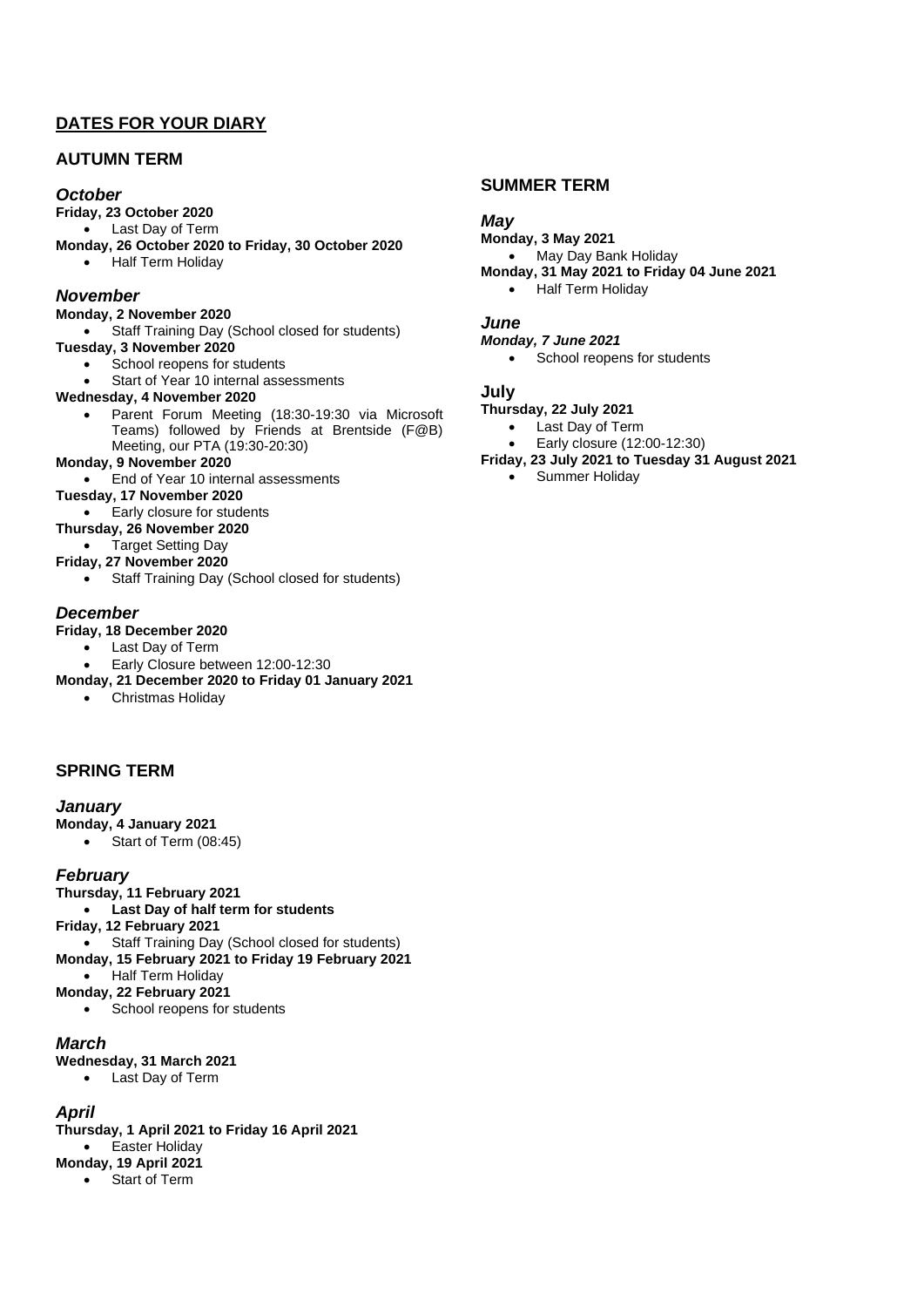## DATES FOR YOUR DIARY

### AUTUMN TERM

#### *October*

**Friday, 23 October 2020**

- Last Day of Term

**Monday, 26 October 2020 to Friday, 30 October 2020**

- Half Term Holiday

#### *November*

**Monday, 2 November 2020**

- Staff Training Day (School closed for students)

**Tuesday, 3 November 2020**

- School reopens for students
- Start of Year 10 internal assessments

**Wednesday, 4 November 2020**

- Parent Forum Meeting (18:30-19:30 via Microsoft Teams) followed by Friends at Brentside (F@B) Meeting, our PTA (19:30-20:30)

**Monday, 9 November 2020**

- End of Year 10 internal assessments

**Tuesday, 17 November 2020**

- Early closure for students

**Thursday, 26 November 2020**

- Target Setting Day

**Friday, 27 November 2020**

- Staff Training Day (School closed for students)

#### *December*

**Friday, 18 December 2020**

- Last Day of Term
- Early Closure between 12:00-12:30

**Monday, 21 December 2020 to Friday 01 January 2021**

- Christmas Holiday

### SPRING TERM

#### *January*

**Monday, 4 January 2021**

- Start of Term (08:45)

#### *February*

**Thursday, 11 February 2021**

- **Last Day of half term for students**

**Friday, 12 February 2021**

- Staff Training Day (School closed for students)

**Monday, 15 February 2021 to Friday 19 February 2021**

- Half Term Holiday

**Monday, 22 February 2021**

- School reopens for students

#### *March*

**Wednesday, 31 March 2021**

- Last Day of Term

#### *April*

**Thursday, 1 April 2021 to Friday 16 April 2021**

- Easter Holiday

**Monday, 19 April 2021**

- Start of Term

### SUMMER TERM

#### *May*

**Monday, 3 May 2021**

- May Day Bank Holiday

**Monday, 31 May 2021 to Friday 04 June 2021**

- Half Term Holiday

#### *June*

***Monday, 7 June 2021***

- School reopens for students

#### July

**Thursday, 22 July 2021**

- Last Day of Term
- Early closure (12:00-12:30)

**Friday, 23 July 2021 to Tuesday 31 August 2021**

- Summer Holiday